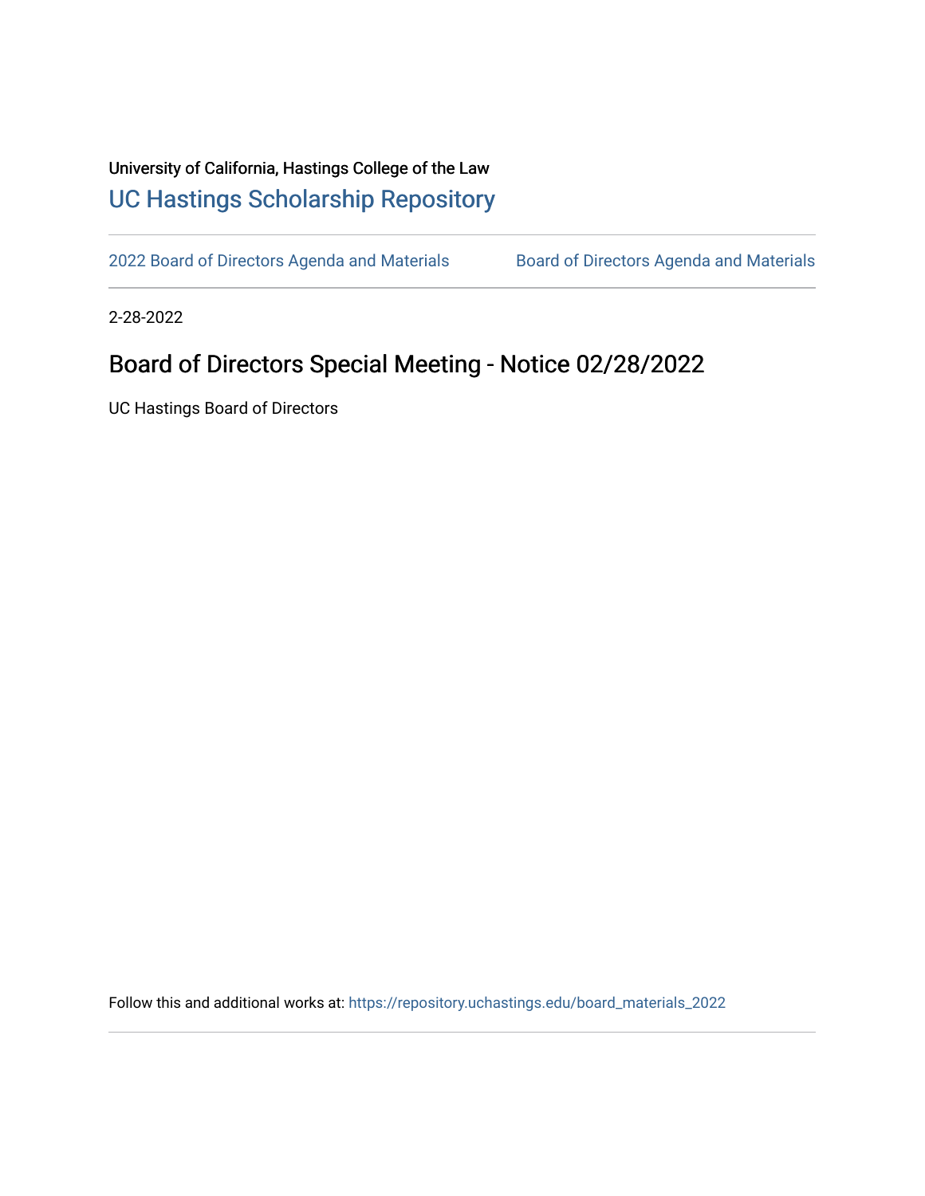University of California, Hastings College of the Law

[UC Hastings Scholarship Repository](https://repository.uchastings.edu/)

2022 Board of Directors Agenda and Materials | Board of Directors Agenda and Materials

2-28-2022

# Board of Directors Special Meeting - Notice 02/28/2022

UC Hastings Board of Directors

Follow this and additional works at: https://repository.uchastings.edu/board_materials_2022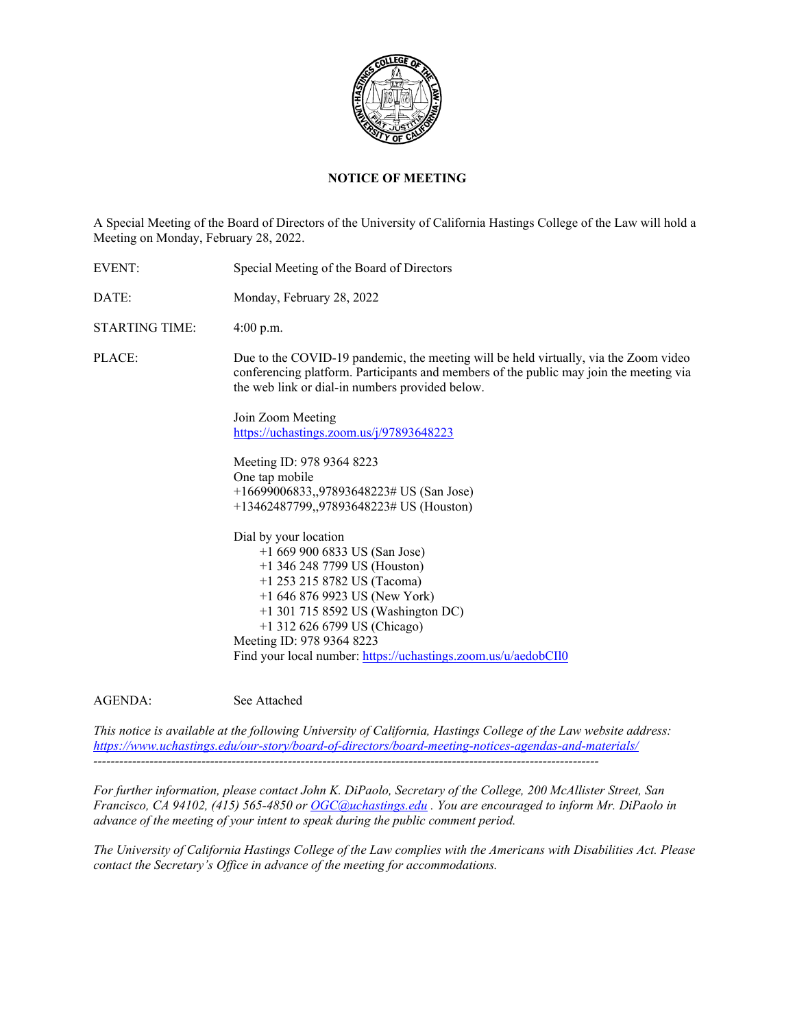**NOTICE OF MEETING**

A Special Meeting of the Board of Directors of the University of California Hastings College of the Law will hold a Meeting on Monday, February 28, 2022.

EVENT: Special Meeting of the Board of Directors

DATE: Monday, February 28, 2022

STARTING TIME: 4:00 p.m.

PLACE: Due to the COVID-19 pandemic, the meeting will be held virtually, via the Zoom video conferencing platform. Participants and members of the public may join the meeting via the web link or dial-in numbers provided below.

Join Zoom Meeting
https://uchastings.zoom.us/j/97893648223

Meeting ID: 978 9364 8223
One tap mobile
+16699006833,,97893648223# US (San Jose)
+13462487799,,97893648223# US (Houston)

Dial by your location
+1 669 900 6833 US (San Jose)
+1 346 248 7799 US (Houston)
+1 253 215 8782 US (Tacoma)
+1 646 876 9923 US (New York)
+1 301 715 8592 US (Washington DC)
+1 312 626 6799 US (Chicago)
Meeting ID: 978 9364 8223
Find your local number: https://uchastings.zoom.us/u/aedobCIl0

AGENDA: See Attached

*This notice is available at the following University of California, Hastings College of the Law website address: https://www.uchastings.edu/our-story/board-of-directors/board-meeting-notices-agendas-and-materials/*

---

*For further information, please contact John K. DiPaolo, Secretary of the College, 200 McAllister Street, San Francisco, CA 94102, (415) 565-4850 or OGC@uchastings.edu . You are encouraged to inform Mr. DiPaolo in advance of the meeting of your intent to speak during the public comment period.*

*The University of California Hastings College of the Law complies with the Americans with Disabilities Act. Please contact the Secretary's Office in advance of the meeting for accommodations.*